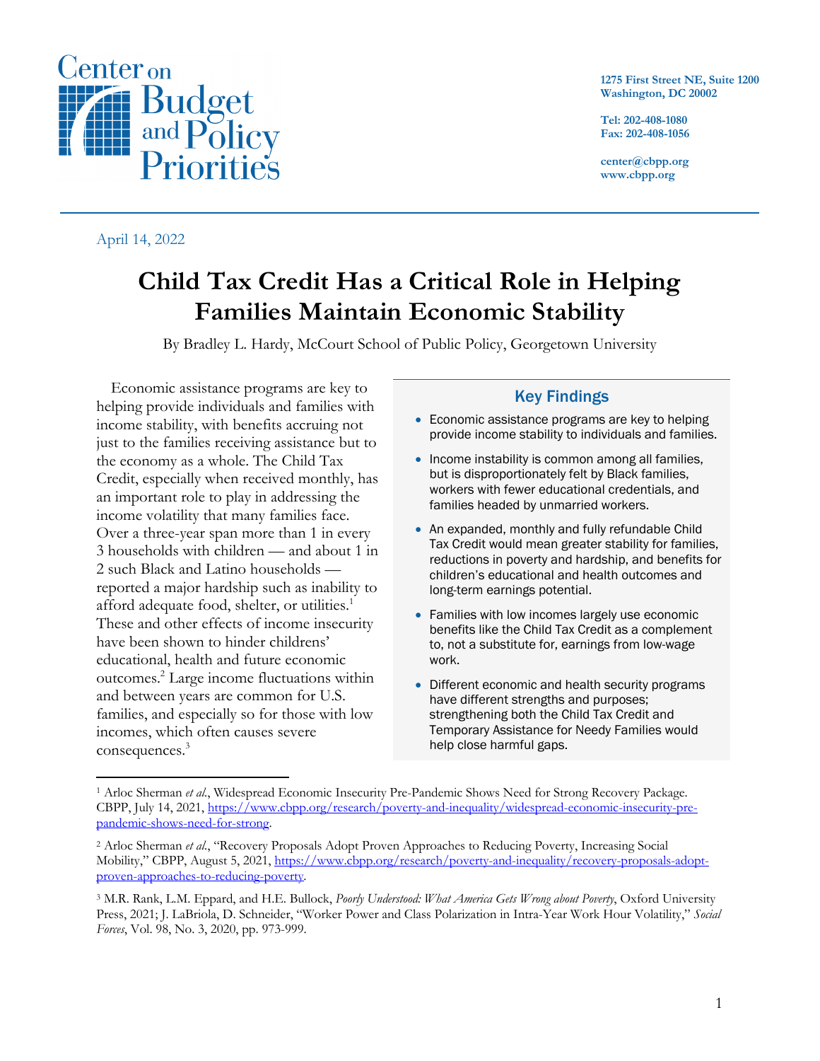Center on Budget and Policy Priorities

1275 First Street NE, Suite 1200
Washington, DC 20002

Tel: 202-408-1080
Fax: 202-408-1056

center@cbpp.org
www.cbpp.org

April 14, 2022

# Child Tax Credit Has a Critical Role in Helping Families Maintain Economic Stability

By Bradley L. Hardy, McCourt School of Public Policy, Georgetown University

Economic assistance programs are key to helping provide individuals and families with income stability, with benefits accruing not just to the families receiving assistance but to the economy as a whole. The Child Tax Credit, especially when received monthly, has an important role to play in addressing the income volatility that many families face. Over a three-year span more than 1 in every 3 households with children — and about 1 in 2 such Black and Latino households — reported a major hardship such as inability to afford adequate food, shelter, or utilities.[1] These and other effects of income insecurity have been shown to hinder childrens' educational, health and future economic outcomes.[2] Large income fluctuations within and between years are common for U.S. families, and especially so for those with low incomes, which often causes severe consequences.[3]

## Key Findings

- Economic assistance programs are key to helping provide income stability to individuals and families.
- Income instability is common among all families, but is disproportionately felt by Black families, workers with fewer educational credentials, and families headed by unmarried workers.
- An expanded, monthly and fully refundable Child Tax Credit would mean greater stability for families, reductions in poverty and hardship, and benefits for children's educational and health outcomes and long-term earnings potential.
- Families with low incomes largely use economic benefits like the Child Tax Credit as a complement to, not a substitute for, earnings from low-wage work.
- Different economic and health security programs have different strengths and purposes; strengthening both the Child Tax Credit and Temporary Assistance for Needy Families would help close harmful gaps.

---

[1] Arloc Sherman *et al.*, Widespread Economic Insecurity Pre-Pandemic Shows Need for Strong Recovery Package. CBPP, July 14, 2021, https://www.cbpp.org/research/poverty-and-inequality/widespread-economic-insecurity-pre-pandemic-shows-need-for-strong.

[2] Arloc Sherman *et al.*, "Recovery Proposals Adopt Proven Approaches to Reducing Poverty, Increasing Social Mobility," CBPP, August 5, 2021, https://www.cbpp.org/research/poverty-and-inequality/recovery-proposals-adopt-proven-approaches-to-reducing-poverty.

[3] M.R. Rank, L.M. Eppard, and H.E. Bullock, *Poorly Understood: What America Gets Wrong about Poverty*, Oxford University Press, 2021; J. LaBriola, D. Schneider, "Worker Power and Class Polarization in Intra-Year Work Hour Volatility," *Social Forces*, Vol. 98, No. 3, 2020, pp. 973-999.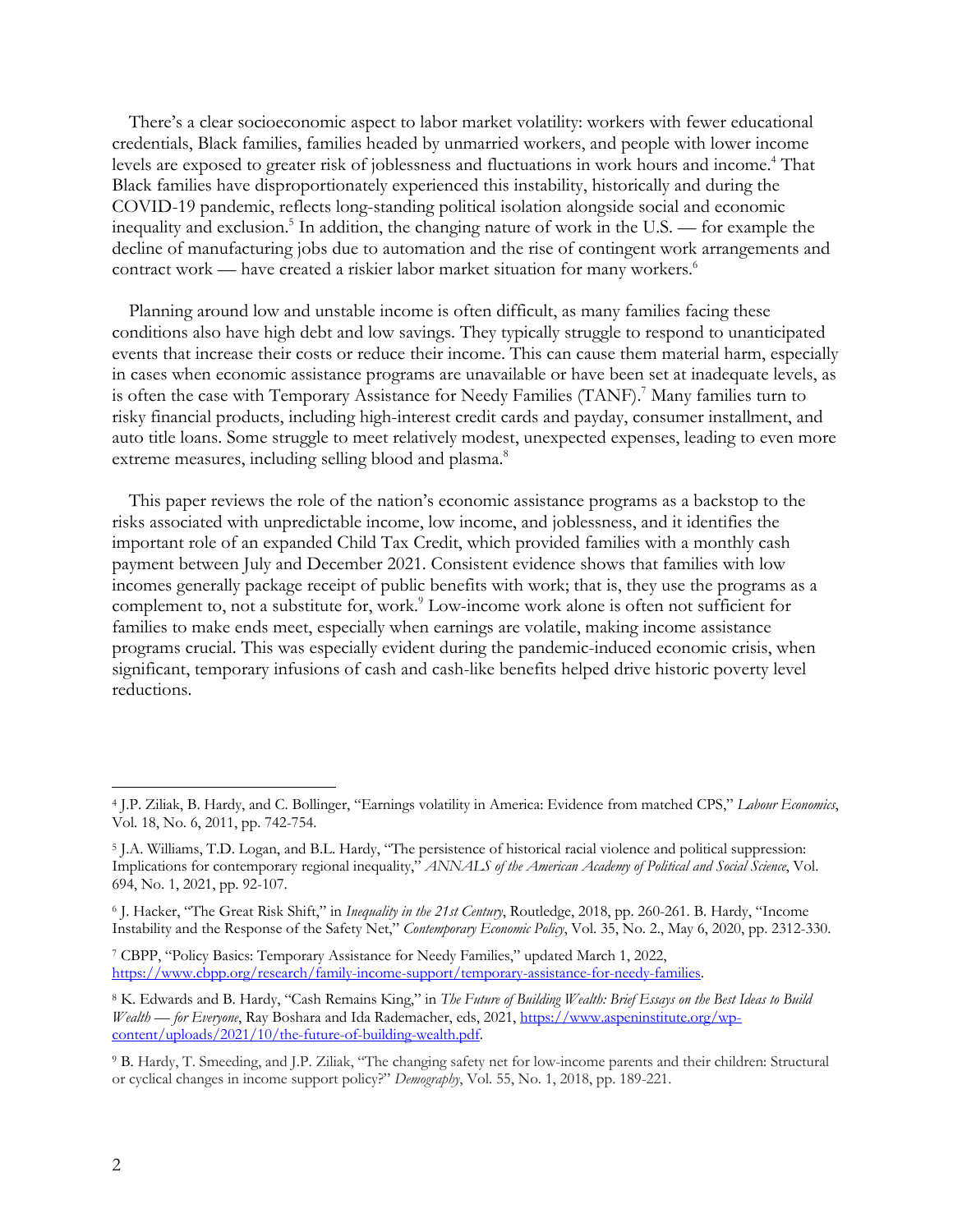There's a clear socioeconomic aspect to labor market volatility: workers with fewer educational credentials, Black families, families headed by unmarried workers, and people with lower income levels are exposed to greater risk of joblessness and fluctuations in work hours and income.[4] That Black families have disproportionately experienced this instability, historically and during the COVID-19 pandemic, reflects long-standing political isolation alongside social and economic inequality and exclusion.[5] In addition, the changing nature of work in the U.S. — for example the decline of manufacturing jobs due to automation and the rise of contingent work arrangements and contract work — have created a riskier labor market situation for many workers.[6]

Planning around low and unstable income is often difficult, as many families facing these conditions also have high debt and low savings. They typically struggle to respond to unanticipated events that increase their costs or reduce their income. This can cause them material harm, especially in cases when economic assistance programs are unavailable or have been set at inadequate levels, as is often the case with Temporary Assistance for Needy Families (TANF).[7] Many families turn to risky financial products, including high-interest credit cards and payday, consumer installment, and auto title loans. Some struggle to meet relatively modest, unexpected expenses, leading to even more extreme measures, including selling blood and plasma.[8]

This paper reviews the role of the nation's economic assistance programs as a backstop to the risks associated with unpredictable income, low income, and joblessness, and it identifies the important role of an expanded Child Tax Credit, which provided families with a monthly cash payment between July and December 2021. Consistent evidence shows that families with low incomes generally package receipt of public benefits with work; that is, they use the programs as a complement to, not a substitute for, work.[9] Low-income work alone is often not sufficient for families to make ends meet, especially when earnings are volatile, making income assistance programs crucial. This was especially evident during the pandemic-induced economic crisis, when significant, temporary infusions of cash and cash-like benefits helped drive historic poverty level reductions.

---

[4] J.P. Ziliak, B. Hardy, and C. Bollinger, "Earnings volatility in America: Evidence from matched CPS," *Labour Economics*, Vol. 18, No. 6, 2011, pp. 742-754.

[5] J.A. Williams, T.D. Logan, and B.L. Hardy, "The persistence of historical racial violence and political suppression: Implications for contemporary regional inequality," *ANNALS of the American Academy of Political and Social Science*, Vol. 694, No. 1, 2021, pp. 92-107.

[6] J. Hacker, "The Great Risk Shift," in *Inequality in the 21st Century*, Routledge, 2018, pp. 260-261. B. Hardy, "Income Instability and the Response of the Safety Net," *Contemporary Economic Policy*, Vol. 35, No. 2., May 6, 2020, pp. 2312-330.

[7] CBPP, "Policy Basics: Temporary Assistance for Needy Families," updated March 1, 2022, https://www.cbpp.org/research/family-income-support/temporary-assistance-for-needy-families.

[8] K. Edwards and B. Hardy, "Cash Remains King," in *The Future of Building Wealth: Brief Essays on the Best Ideas to Build Wealth — for Everyone*, Ray Boshara and Ida Rademacher, eds, 2021, https://www.aspeninstitute.org/wp-content/uploads/2021/10/the-future-of-building-wealth.pdf.

[9] B. Hardy, T. Smeeding, and J.P. Ziliak, "The changing safety net for low-income parents and their children: Structural or cyclical changes in income support policy?" *Demography*, Vol. 55, No. 1, 2018, pp. 189-221.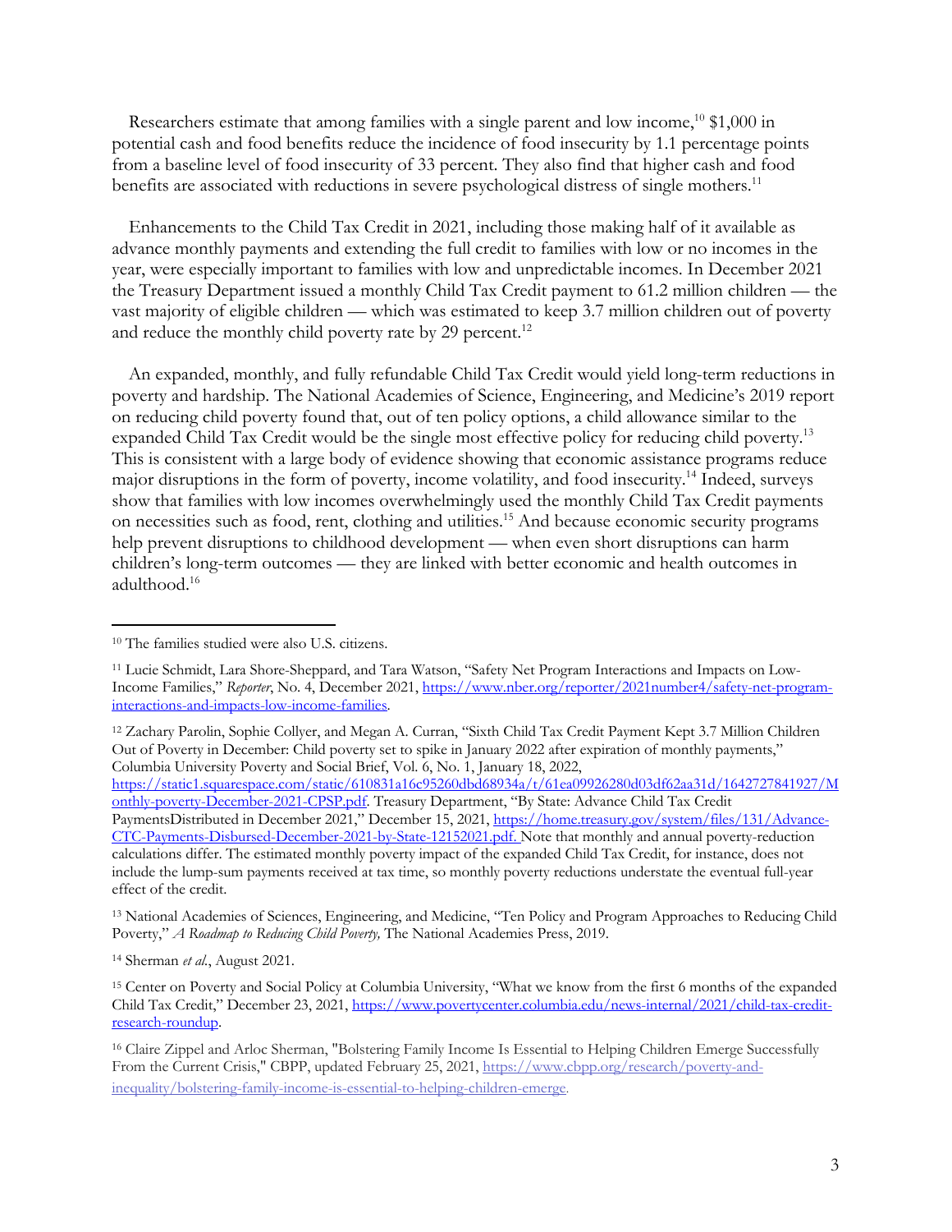Researchers estimate that among families with a single parent and low income,[10] $1,000 in potential cash and food benefits reduce the incidence of food insecurity by 1.1 percentage points from a baseline level of food insecurity of 33 percent. They also find that higher cash and food benefits are associated with reductions in severe psychological distress of single mothers.[11]

Enhancements to the Child Tax Credit in 2021, including those making half of it available as advance monthly payments and extending the full credit to families with low or no incomes in the year, were especially important to families with low and unpredictable incomes. In December 2021 the Treasury Department issued a monthly Child Tax Credit payment to 61.2 million children — the vast majority of eligible children — which was estimated to keep 3.7 million children out of poverty and reduce the monthly child poverty rate by 29 percent.[12]

An expanded, monthly, and fully refundable Child Tax Credit would yield long-term reductions in poverty and hardship. The National Academies of Science, Engineering, and Medicine's 2019 report on reducing child poverty found that, out of ten policy options, a child allowance similar to the expanded Child Tax Credit would be the single most effective policy for reducing child poverty.[13] This is consistent with a large body of evidence showing that economic assistance programs reduce major disruptions in the form of poverty, income volatility, and food insecurity.[14] Indeed, surveys show that families with low incomes overwhelmingly used the monthly Child Tax Credit payments on necessities such as food, rent, clothing and utilities.[15] And because economic security programs help prevent disruptions to childhood development — when even short disruptions can harm children's long-term outcomes — they are linked with better economic and health outcomes in adulthood.[16]

---

[10] The families studied were also U.S. citizens.

[11] Lucie Schmidt, Lara Shore-Sheppard, and Tara Watson, "Safety Net Program Interactions and Impacts on Low-Income Families," *Reporter*, No. 4, December 2021, https://www.nber.org/reporter/2021number4/safety-net-program-interactions-and-impacts-low-income-families.

[12] Zachary Parolin, Sophie Collyer, and Megan A. Curran, "Sixth Child Tax Credit Payment Kept 3.7 Million Children Out of Poverty in December: Child poverty set to spike in January 2022 after expiration of monthly payments," Columbia University Poverty and Social Brief, Vol. 6, No. 1, January 18, 2022, https://static1.squarespace.com/static/610831a16c95260dbd68934a/t/61ea09926280d03df62aa31d/1642727841927/Monthly-poverty-December-2021-CPSP.pdf. Treasury Department, "By State: Advance Child Tax Credit PaymentsDistributed in December 2021," December 15, 2021, https://home.treasury.gov/system/files/131/Advance-CTC-Payments-Disbursed-December-2021-by-State-12152021.pdf. Note that monthly and annual poverty-reduction calculations differ. The estimated monthly poverty impact of the expanded Child Tax Credit, for instance, does not include the lump-sum payments received at tax time, so monthly poverty reductions understate the eventual full-year effect of the credit.

[13] National Academies of Sciences, Engineering, and Medicine, "Ten Policy and Program Approaches to Reducing Child Poverty," *A Roadmap to Reducing Child Poverty,* The National Academies Press, 2019.

[14] Sherman *et al.*, August 2021.

[15] Center on Poverty and Social Policy at Columbia University, "What we know from the first 6 months of the expanded Child Tax Credit," December 23, 2021, https://www.povertycenter.columbia.edu/news-internal/2021/child-tax-credit-research-roundup.

[16] Claire Zippel and Arloc Sherman, "Bolstering Family Income Is Essential to Helping Children Emerge Successfully From the Current Crisis," CBPP, updated February 25, 2021, https://www.cbpp.org/research/poverty-and-inequality/bolstering-family-income-is-essential-to-helping-children-emerge.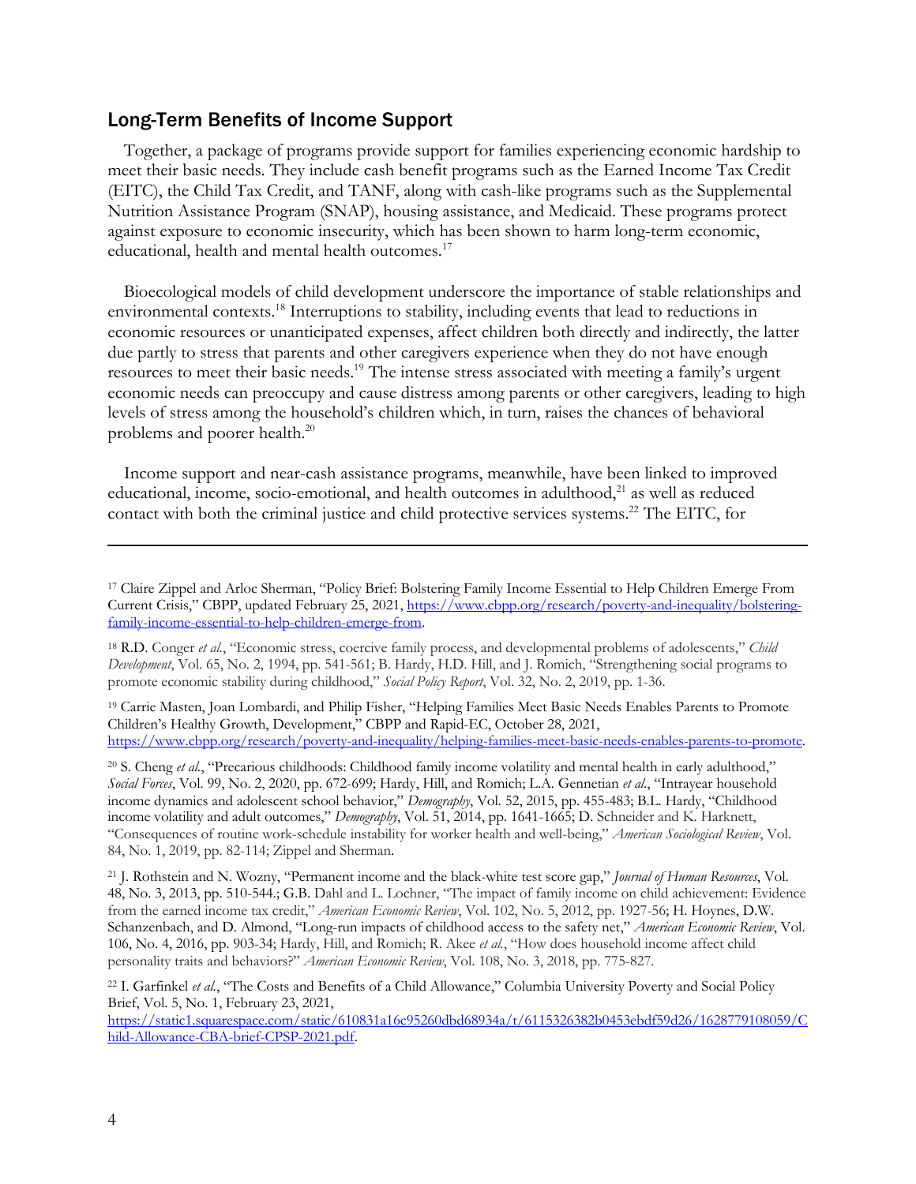## Long-Term Benefits of Income Support

Together, a package of programs provide support for families experiencing economic hardship to meet their basic needs. They include cash benefit programs such as the Earned Income Tax Credit (EITC), the Child Tax Credit, and TANF, along with cash-like programs such as the Supplemental Nutrition Assistance Program (SNAP), housing assistance, and Medicaid. These programs protect against exposure to economic insecurity, which has been shown to harm long-term economic, educational, health and mental health outcomes.[17]

Bioecological models of child development underscore the importance of stable relationships and environmental contexts.[18] Interruptions to stability, including events that lead to reductions in economic resources or unanticipated expenses, affect children both directly and indirectly, the latter due partly to stress that parents and other caregivers experience when they do not have enough resources to meet their basic needs.[19] The intense stress associated with meeting a family's urgent economic needs can preoccupy and cause distress among parents or other caregivers, leading to high levels of stress among the household's children which, in turn, raises the chances of behavioral problems and poorer health.[20]

Income support and near-cash assistance programs, meanwhile, have been linked to improved educational, income, socio-emotional, and health outcomes in adulthood,[21] as well as reduced contact with both the criminal justice and child protective services systems.[22] The EITC, for

---

[17] Claire Zippel and Arloc Sherman, "Policy Brief: Bolstering Family Income Essential to Help Children Emerge From Current Crisis," CBPP, updated February 25, 2021, https://www.cbpp.org/research/poverty-and-inequality/bolstering-family-income-essential-to-help-children-emerge-from.

[18] R.D. Conger *et al.*, "Economic stress, coercive family process, and developmental problems of adolescents," *Child Development*, Vol. 65, No. 2, 1994, pp. 541-561; B. Hardy, H.D. Hill, and J. Romich, "Strengthening social programs to promote economic stability during childhood," *Social Policy Report*, Vol. 32, No. 2, 2019, pp. 1-36.

[19] Carrie Masten, Joan Lombardi, and Philip Fisher, "Helping Families Meet Basic Needs Enables Parents to Promote Children's Healthy Growth, Development," CBPP and Rapid-EC, October 28, 2021, https://www.cbpp.org/research/poverty-and-inequality/helping-families-meet-basic-needs-enables-parents-to-promote.

[20] S. Cheng *et al.*, "Precarious childhoods: Childhood family income volatility and mental health in early adulthood," *Social Forces*, Vol. 99, No. 2, 2020, pp. 672-699; Hardy, Hill, and Romich; L.A. Gennetian *et al.*, "Intrayear household income dynamics and adolescent school behavior," *Demography*, Vol. 52, 2015, pp. 455-483; B.L. Hardy, "Childhood income volatility and adult outcomes," *Demography*, Vol. 51, 2014, pp. 1641-1665; D. Schneider and K. Harknett, "Consequences of routine work-schedule instability for worker health and well-being," *American Sociological Review*, Vol. 84, No. 1, 2019, pp. 82-114; Zippel and Sherman.

[21] J. Rothstein and N. Wozny, "Permanent income and the black-white test score gap," *Journal of Human Resources*, Vol. 48, No. 3, 2013, pp. 510-544.; G.B. Dahl and L. Lochner, "The impact of family income on child achievement: Evidence from the earned income tax credit," *American Economic Review*, Vol. 102, No. 5, 2012, pp. 1927-56; H. Hoynes, D.W. Schanzenbach, and D. Almond, "Long-run impacts of childhood access to the safety net," *American Economic Review*, Vol. 106, No. 4, 2016, pp. 903-34; Hardy, Hill, and Romich; R. Akee *et al.*, "How does household income affect child personality traits and behaviors?" *American Economic Review*, Vol. 108, No. 3, 2018, pp. 775-827.

[22] I. Garfinkel *et al.*, "The Costs and Benefits of a Child Allowance," Columbia University Poverty and Social Policy Brief, Vol. 5, No. 1, February 23, 2021, https://static1.squarespace.com/static/610831a16c95260dbd68934a/t/6115326382b0453ebdf59d26/1628779108059/Child-Allowance-CBA-brief-CPSP-2021.pdf.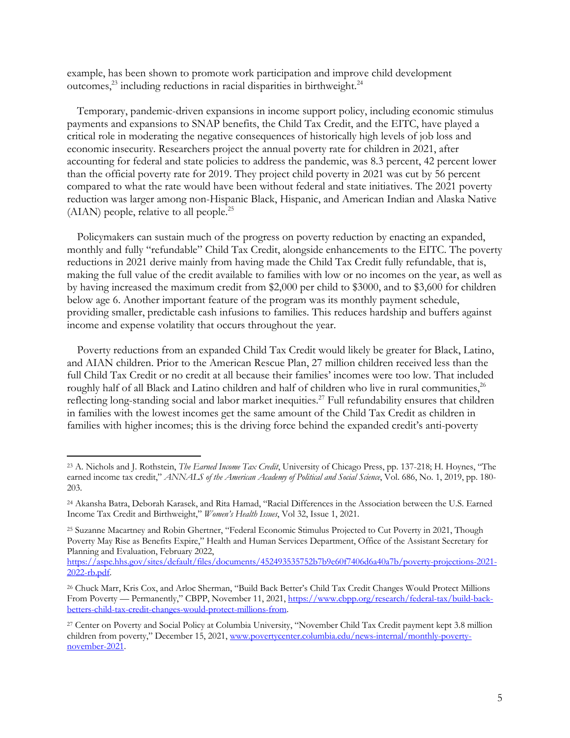example, has been shown to promote work participation and improve child development outcomes,[23] including reductions in racial disparities in birthweight.[24]

Temporary, pandemic-driven expansions in income support policy, including economic stimulus payments and expansions to SNAP benefits, the Child Tax Credit, and the EITC, have played a critical role in moderating the negative consequences of historically high levels of job loss and economic insecurity. Researchers project the annual poverty rate for children in 2021, after accounting for federal and state policies to address the pandemic, was 8.3 percent, 42 percent lower than the official poverty rate for 2019. They project child poverty in 2021 was cut by 56 percent compared to what the rate would have been without federal and state initiatives. The 2021 poverty reduction was larger among non-Hispanic Black, Hispanic, and American Indian and Alaska Native (AIAN) people, relative to all people.[25]

Policymakers can sustain much of the progress on poverty reduction by enacting an expanded, monthly and fully "refundable" Child Tax Credit, alongside enhancements to the EITC. The poverty reductions in 2021 derive mainly from having made the Child Tax Credit fully refundable, that is, making the full value of the credit available to families with low or no incomes on the year, as well as by having increased the maximum credit from $2,000 per child to $3000, and to $3,600 for children below age 6. Another important feature of the program was its monthly payment schedule, providing smaller, predictable cash infusions to families. This reduces hardship and buffers against income and expense volatility that occurs throughout the year.

Poverty reductions from an expanded Child Tax Credit would likely be greater for Black, Latino, and AIAN children. Prior to the American Rescue Plan, 27 million children received less than the full Child Tax Credit or no credit at all because their families' incomes were too low. That included roughly half of all Black and Latino children and half of children who live in rural communities,[26] reflecting long-standing social and labor market inequities.[27] Full refundability ensures that children in families with the lowest incomes get the same amount of the Child Tax Credit as children in families with higher incomes; this is the driving force behind the expanded credit's anti-poverty

---

[23] A. Nichols and J. Rothstein, *The Earned Income Tax Credit*, University of Chicago Press, pp. 137-218; H. Hoynes, "The earned income tax credit," *ANNALS of the American Academy of Political and Social Science*, Vol. 686, No. 1, 2019, pp. 180-203.

[24] Akansha Batra, Deborah Karasek, and Rita Hamad, "Racial Differences in the Association between the U.S. Earned Income Tax Credit and Birthweight," *Women's Health Issues*, Vol 32, Issue 1, 2021.

[25] Suzanne Macartney and Robin Ghertner, "Federal Economic Stimulus Projected to Cut Poverty in 2021, Though Poverty May Rise as Benefits Expire," Health and Human Services Department, Office of the Assistant Secretary for Planning and Evaluation, February 2022, https://aspe.hhs.gov/sites/default/files/documents/452493535752b7b9e60f7406d6a40a7b/poverty-projections-2021-2022-rb.pdf.

[26] Chuck Marr, Kris Cox, and Arloc Sherman, "Build Back Better's Child Tax Credit Changes Would Protect Millions From Poverty — Permanently," CBPP, November 11, 2021, https://www.cbpp.org/research/federal-tax/build-back-betters-child-tax-credit-changes-would-protect-millions-from.

[27] Center on Poverty and Social Policy at Columbia University, "November Child Tax Credit payment kept 3.8 million children from poverty," December 15, 2021, www.povertycenter.columbia.edu/news-internal/monthly-poverty-november-2021.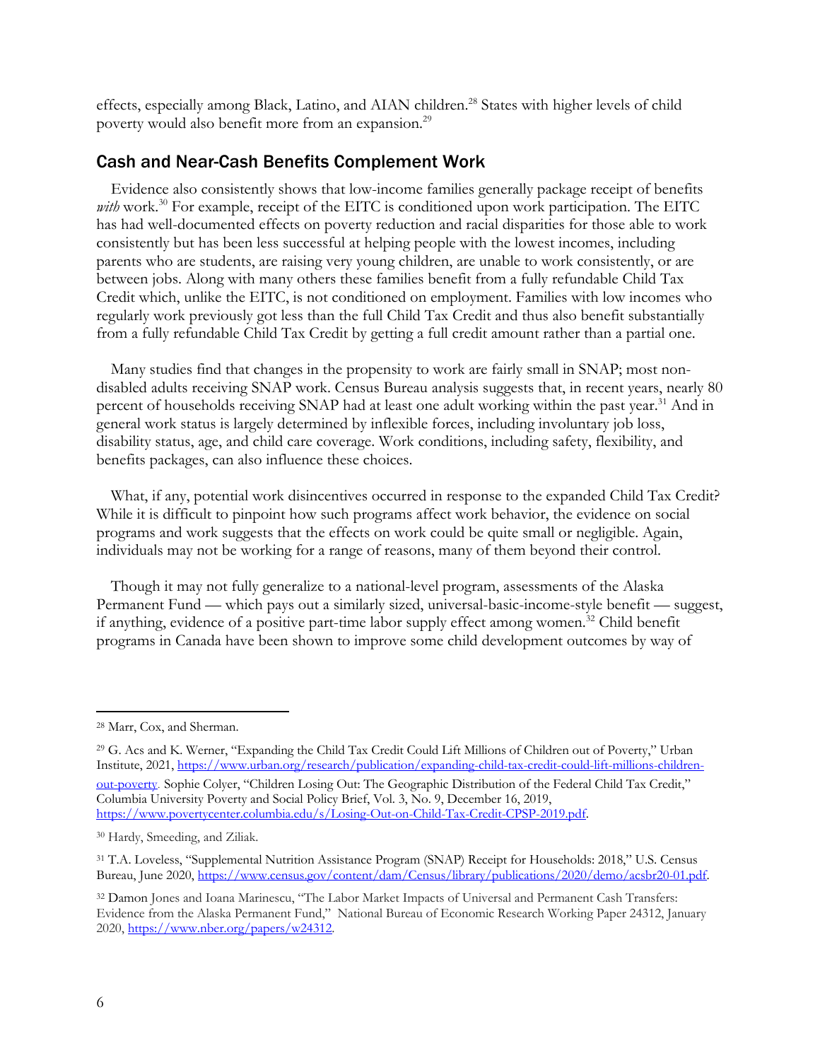effects, especially among Black, Latino, and AIAN children.[28] States with higher levels of child poverty would also benefit more from an expansion.[29]

## Cash and Near-Cash Benefits Complement Work

Evidence also consistently shows that low-income families generally package receipt of benefits *with* work.[30] For example, receipt of the EITC is conditioned upon work participation. The EITC has had well-documented effects on poverty reduction and racial disparities for those able to work consistently but has been less successful at helping people with the lowest incomes, including parents who are students, are raising very young children, are unable to work consistently, or are between jobs. Along with many others these families benefit from a fully refundable Child Tax Credit which, unlike the EITC, is not conditioned on employment. Families with low incomes who regularly work previously got less than the full Child Tax Credit and thus also benefit substantially from a fully refundable Child Tax Credit by getting a full credit amount rather than a partial one.

Many studies find that changes in the propensity to work are fairly small in SNAP; most non-disabled adults receiving SNAP work. Census Bureau analysis suggests that, in recent years, nearly 80 percent of households receiving SNAP had at least one adult working within the past year.[31] And in general work status is largely determined by inflexible forces, including involuntary job loss, disability status, age, and child care coverage. Work conditions, including safety, flexibility, and benefits packages, can also influence these choices.

What, if any, potential work disincentives occurred in response to the expanded Child Tax Credit? While it is difficult to pinpoint how such programs affect work behavior, the evidence on social programs and work suggests that the effects on work could be quite small or negligible. Again, individuals may not be working for a range of reasons, many of them beyond their control.

Though it may not fully generalize to a national-level program, assessments of the Alaska Permanent Fund — which pays out a similarly sized, universal-basic-income-style benefit — suggest, if anything, evidence of a positive part-time labor supply effect among women.[32] Child benefit programs in Canada have been shown to improve some child development outcomes by way of

---

[28] Marr, Cox, and Sherman.

[29] G. Acs and K. Werner, "Expanding the Child Tax Credit Could Lift Millions of Children out of Poverty," Urban Institute, 2021, https://www.urban.org/research/publication/expanding-child-tax-credit-could-lift-millions-children-out-poverty. Sophie Colyer, "Children Losing Out: The Geographic Distribution of the Federal Child Tax Credit," Columbia University Poverty and Social Policy Brief, Vol. 3, No. 9, December 16, 2019, https://www.povertycenter.columbia.edu/s/Losing-Out-on-Child-Tax-Credit-CPSP-2019.pdf.

[30] Hardy, Smeeding, and Ziliak.

[31] T.A. Loveless, "Supplemental Nutrition Assistance Program (SNAP) Receipt for Households: 2018," U.S. Census Bureau, June 2020, https://www.census.gov/content/dam/Census/library/publications/2020/demo/acsbr20-01.pdf.

[32] Damon Jones and Ioana Marinescu, "The Labor Market Impacts of Universal and Permanent Cash Transfers: Evidence from the Alaska Permanent Fund," National Bureau of Economic Research Working Paper 24312, January 2020, https://www.nber.org/papers/w24312.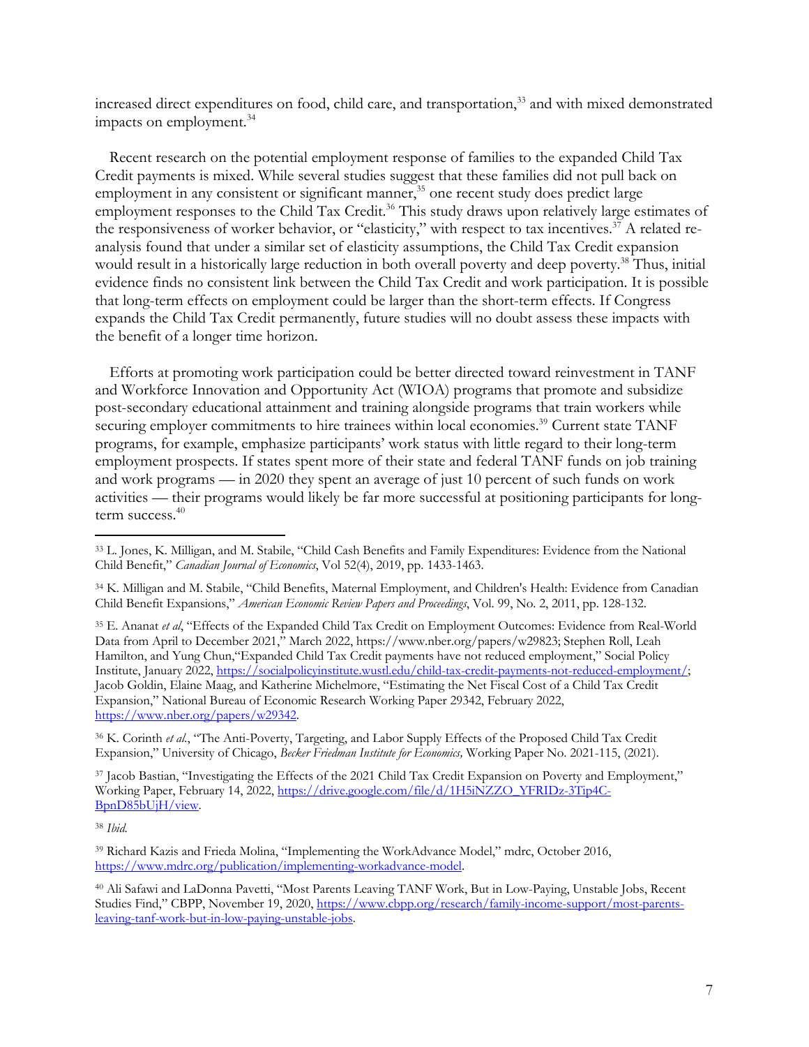increased direct expenditures on food, child care, and transportation,[33] and with mixed demonstrated impacts on employment.[34]

Recent research on the potential employment response of families to the expanded Child Tax Credit payments is mixed. While several studies suggest that these families did not pull back on employment in any consistent or significant manner,[35] one recent study does predict large employment responses to the Child Tax Credit.[36] This study draws upon relatively large estimates of the responsiveness of worker behavior, or "elasticity," with respect to tax incentives.[37] A related re-analysis found that under a similar set of elasticity assumptions, the Child Tax Credit expansion would result in a historically large reduction in both overall poverty and deep poverty.[38] Thus, initial evidence finds no consistent link between the Child Tax Credit and work participation. It is possible that long-term effects on employment could be larger than the short-term effects. If Congress expands the Child Tax Credit permanently, future studies will no doubt assess these impacts with the benefit of a longer time horizon.

Efforts at promoting work participation could be better directed toward reinvestment in TANF and Workforce Innovation and Opportunity Act (WIOA) programs that promote and subsidize post-secondary educational attainment and training alongside programs that train workers while securing employer commitments to hire trainees within local economies.[39] Current state TANF programs, for example, emphasize participants' work status with little regard to their long-term employment prospects. If states spent more of their state and federal TANF funds on job training and work programs — in 2020 they spent an average of just 10 percent of such funds on work activities — their programs would likely be far more successful at positioning participants for long-term success.[40]

---

[33] L. Jones, K. Milligan, and M. Stabile, "Child Cash Benefits and Family Expenditures: Evidence from the National Child Benefit," *Canadian Journal of Economics*, Vol 52(4), 2019, pp. 1433-1463.

[34] K. Milligan and M. Stabile, "Child Benefits, Maternal Employment, and Children's Health: Evidence from Canadian Child Benefit Expansions," *American Economic Review Papers and Proceedings*, Vol. 99, No. 2, 2011, pp. 128-132.

[35] E. Ananat *et al*, "Effects of the Expanded Child Tax Credit on Employment Outcomes: Evidence from Real-World Data from April to December 2021," March 2022, https://www.nber.org/papers/w29823; Stephen Roll, Leah Hamilton, and Yung Chun,"Expanded Child Tax Credit payments have not reduced employment," Social Policy Institute, January 2022, https://socialpolicyinstitute.wustl.edu/child-tax-credit-payments-not-reduced-employment/; Jacob Goldin, Elaine Maag, and Katherine Michelmore, "Estimating the Net Fiscal Cost of a Child Tax Credit Expansion," National Bureau of Economic Research Working Paper 29342, February 2022, https://www.nber.org/papers/w29342.

[36] K. Corinth *et al.*, "The Anti-Poverty, Targeting, and Labor Supply Effects of the Proposed Child Tax Credit Expansion," University of Chicago, *Becker Friedman Institute for Economics,* Working Paper No. 2021-115, (2021).

[37] Jacob Bastian, "Investigating the Effects of the 2021 Child Tax Credit Expansion on Poverty and Employment," Working Paper, February 14, 2022, https://drive.google.com/file/d/1H5iNZZO_YFRIDz-3Tip4C-BpnD85bUjH/view.

[38] *Ibid.*

[39] Richard Kazis and Frieda Molina, "Implementing the WorkAdvance Model," mdrc, October 2016, https://www.mdrc.org/publication/implementing-workadvance-model.

[40] Ali Safawi and LaDonna Pavetti, "Most Parents Leaving TANF Work, But in Low-Paying, Unstable Jobs, Recent Studies Find," CBPP, November 19, 2020, https://www.cbpp.org/research/family-income-support/most-parents-leaving-tanf-work-but-in-low-paying-unstable-jobs.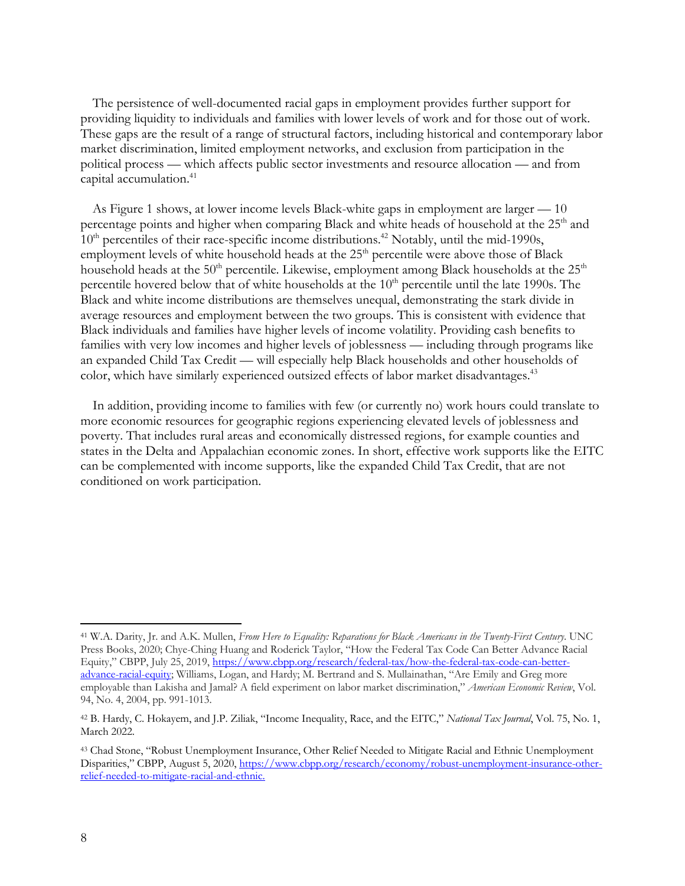The persistence of well-documented racial gaps in employment provides further support for providing liquidity to individuals and families with lower levels of work and for those out of work. These gaps are the result of a range of structural factors, including historical and contemporary labor market discrimination, limited employment networks, and exclusion from participation in the political process — which affects public sector investments and resource allocation — and from capital accumulation.[41]

As Figure 1 shows, at lower income levels Black-white gaps in employment are larger — 10 percentage points and higher when comparing Black and white heads of household at the 25th and 10th percentiles of their race-specific income distributions.[42] Notably, until the mid-1990s, employment levels of white household heads at the 25th percentile were above those of Black household heads at the 50th percentile. Likewise, employment among Black households at the 25th percentile hovered below that of white households at the 10th percentile until the late 1990s. The Black and white income distributions are themselves unequal, demonstrating the stark divide in average resources and employment between the two groups. This is consistent with evidence that Black individuals and families have higher levels of income volatility. Providing cash benefits to families with very low incomes and higher levels of joblessness — including through programs like an expanded Child Tax Credit — will especially help Black households and other households of color, which have similarly experienced outsized effects of labor market disadvantages.[43]

In addition, providing income to families with few (or currently no) work hours could translate to more economic resources for geographic regions experiencing elevated levels of joblessness and poverty. That includes rural areas and economically distressed regions, for example counties and states in the Delta and Appalachian economic zones. In short, effective work supports like the EITC can be complemented with income supports, like the expanded Child Tax Credit, that are not conditioned on work participation.

---

[41] W.A. Darity, Jr. and A.K. Mullen, *From Here to Equality: Reparations for Black Americans in the Twenty-First Century*. UNC Press Books, 2020; Chye-Ching Huang and Roderick Taylor, "How the Federal Tax Code Can Better Advance Racial Equity," CBPP, July 25, 2019, https://www.cbpp.org/research/federal-tax/how-the-federal-tax-code-can-better-advance-racial-equity; Williams, Logan, and Hardy; M. Bertrand and S. Mullainathan, "Are Emily and Greg more employable than Lakisha and Jamal? A field experiment on labor market discrimination," *American Economic Review*, Vol. 94, No. 4, 2004, pp. 991-1013.

[42] B. Hardy, C. Hokayem, and J.P. Ziliak, "Income Inequality, Race, and the EITC," *National Tax Journal*, Vol. 75, No. 1, March 2022.

[43] Chad Stone, "Robust Unemployment Insurance, Other Relief Needed to Mitigate Racial and Ethnic Unemployment Disparities," CBPP, August 5, 2020, https://www.cbpp.org/research/economy/robust-unemployment-insurance-other-relief-needed-to-mitigate-racial-and-ethnic.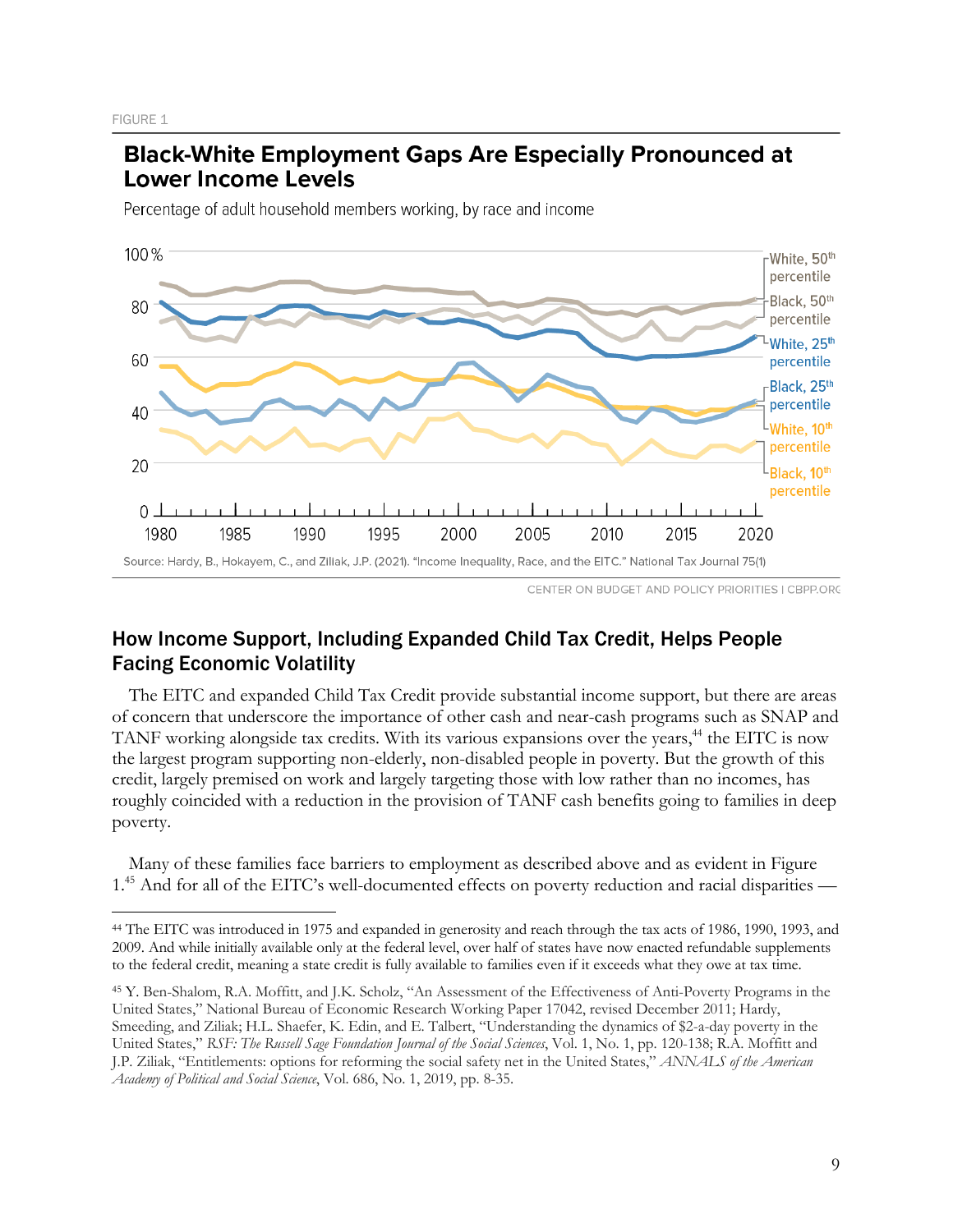FIGURE 1

## Black-White Employment Gaps Are Especially Pronounced at Lower Income Levels

Percentage of adult household members working, by race and income

Source: Hardy, B., Hokayem, C., and Ziliak, J.P. (2021). "Income Inequality, Race, and the EITC." National Tax Journal 75(1)

CENTER ON BUDGET AND POLICY PRIORITIES | CBPP.ORG

## How Income Support, Including Expanded Child Tax Credit, Helps People Facing Economic Volatility

The EITC and expanded Child Tax Credit provide substantial income support, but there are areas of concern that underscore the importance of other cash and near-cash programs such as SNAP and TANF working alongside tax credits. With its various expansions over the years,[44] the EITC is now the largest program supporting non-elderly, non-disabled people in poverty. But the growth of this credit, largely premised on work and largely targeting those with low rather than no incomes, has roughly coincided with a reduction in the provision of TANF cash benefits going to families in deep poverty.

Many of these families face barriers to employment as described above and as evident in Figure 1.[45] And for all of the EITC's well-documented effects on poverty reduction and racial disparities —

---

[44] The EITC was introduced in 1975 and expanded in generosity and reach through the tax acts of 1986, 1990, 1993, and 2009. And while initially available only at the federal level, over half of states have now enacted refundable supplements to the federal credit, meaning a state credit is fully available to families even if it exceeds what they owe at tax time.

[45] Y. Ben-Shalom, R.A. Moffitt, and J.K. Scholz, "An Assessment of the Effectiveness of Anti-Poverty Programs in the United States," National Bureau of Economic Research Working Paper 17042, revised December 2011; Hardy, Smeeding, and Ziliak; H.L. Shaefer, K. Edin, and E. Talbert, "Understanding the dynamics of $2-a-day poverty in the United States," *RSF: The Russell Sage Foundation Journal of the Social Sciences*, Vol. 1, No. 1, pp. 120-138; R.A. Moffitt and J.P. Ziliak, "Entitlements: options for reforming the social safety net in the United States," *ANNALS of the American Academy of Political and Social Science*, Vol. 686, No. 1, 2019, pp. 8-35.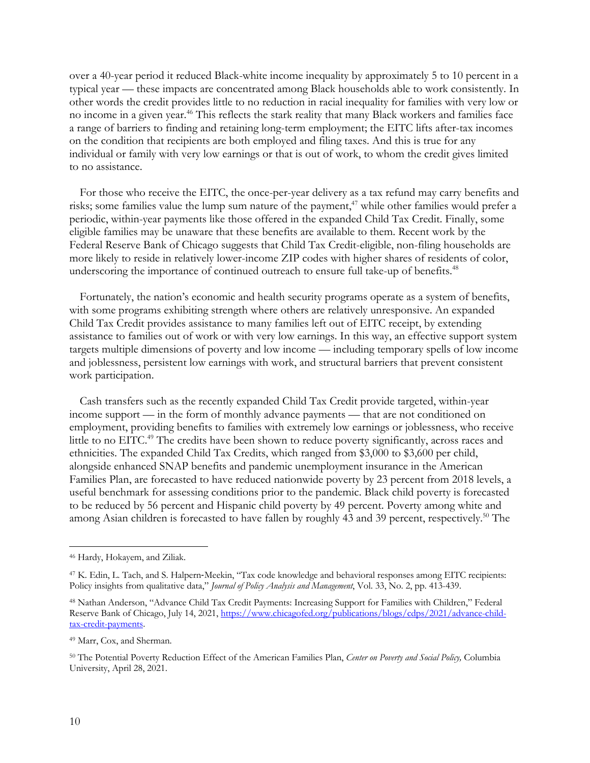over a 40-year period it reduced Black-white income inequality by approximately 5 to 10 percent in a typical year — these impacts are concentrated among Black households able to work consistently. In other words the credit provides little to no reduction in racial inequality for families with very low or no income in a given year.[46] This reflects the stark reality that many Black workers and families face a range of barriers to finding and retaining long-term employment; the EITC lifts after-tax incomes on the condition that recipients are both employed and filing taxes. And this is true for any individual or family with very low earnings or that is out of work, to whom the credit gives limited to no assistance.

For those who receive the EITC, the once-per-year delivery as a tax refund may carry benefits and risks; some families value the lump sum nature of the payment,[47] while other families would prefer a periodic, within-year payments like those offered in the expanded Child Tax Credit. Finally, some eligible families may be unaware that these benefits are available to them. Recent work by the Federal Reserve Bank of Chicago suggests that Child Tax Credit-eligible, non-filing households are more likely to reside in relatively lower-income ZIP codes with higher shares of residents of color, underscoring the importance of continued outreach to ensure full take-up of benefits.[48]

Fortunately, the nation's economic and health security programs operate as a system of benefits, with some programs exhibiting strength where others are relatively unresponsive. An expanded Child Tax Credit provides assistance to many families left out of EITC receipt, by extending assistance to families out of work or with very low earnings. In this way, an effective support system targets multiple dimensions of poverty and low income — including temporary spells of low income and joblessness, persistent low earnings with work, and structural barriers that prevent consistent work participation.

Cash transfers such as the recently expanded Child Tax Credit provide targeted, within-year income support — in the form of monthly advance payments — that are not conditioned on employment, providing benefits to families with extremely low earnings or joblessness, who receive little to no EITC.[49] The credits have been shown to reduce poverty significantly, across races and ethnicities. The expanded Child Tax Credits, which ranged from $3,000 to $3,600 per child, alongside enhanced SNAP benefits and pandemic unemployment insurance in the American Families Plan, are forecasted to have reduced nationwide poverty by 23 percent from 2018 levels, a useful benchmark for assessing conditions prior to the pandemic. Black child poverty is forecasted to be reduced by 56 percent and Hispanic child poverty by 49 percent. Poverty among white and among Asian children is forecasted to have fallen by roughly 43 and 39 percent, respectively.[50] The

---

[46] Hardy, Hokayem, and Ziliak.

[47] K. Edin, L. Tach, and S. Halpern-Meekin, "Tax code knowledge and behavioral responses among EITC recipients: Policy insights from qualitative data," *Journal of Policy Analysis and Management*, Vol. 33, No. 2, pp. 413-439.

[48] Nathan Anderson, "Advance Child Tax Credit Payments: Increasing Support for Families with Children," Federal Reserve Bank of Chicago, July 14, 2021, https://www.chicagofed.org/publications/blogs/cdps/2021/advance-child-tax-credit-payments.

[49] Marr, Cox, and Sherman.

[50] The Potential Poverty Reduction Effect of the American Families Plan, *Center on Poverty and Social Policy,* Columbia University, April 28, 2021.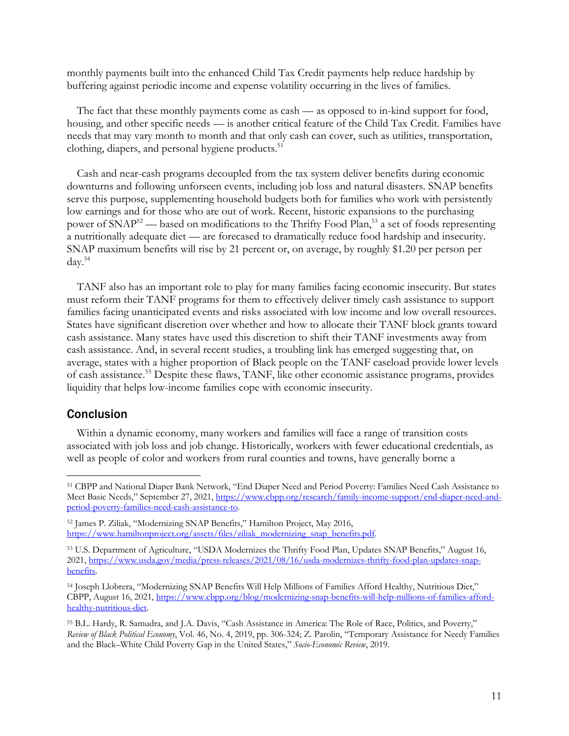monthly payments built into the enhanced Child Tax Credit payments help reduce hardship by buffering against periodic income and expense volatility occurring in the lives of families.

The fact that these monthly payments come as cash — as opposed to in-kind support for food, housing, and other specific needs — is another critical feature of the Child Tax Credit. Families have needs that may vary month to month and that only cash can cover, such as utilities, transportation, clothing, diapers, and personal hygiene products.[51]

Cash and near-cash programs decoupled from the tax system deliver benefits during economic downturns and following unforseen events, including job loss and natural disasters. SNAP benefits serve this purpose, supplementing household budgets both for families who work with persistently low earnings and for those who are out of work. Recent, historic expansions to the purchasing power of SNAP[52] — based on modifications to the Thrifty Food Plan,[53] a set of foods representing a nutritionally adequate diet — are forecased to dramatically reduce food hardship and insecurity. SNAP maximum benefits will rise by 21 percent or, on average, by roughly $1.20 per person per day.[54]

TANF also has an important role to play for many families facing economic insecurity. But states must reform their TANF programs for them to effectively deliver timely cash assistance to support families facing unanticipated events and risks associated with low income and low overall resources. States have significant discretion over whether and how to allocate their TANF block grants toward cash assistance. Many states have used this discretion to shift their TANF investments away from cash assistance. And, in several recent studies, a troubling link has emerged suggesting that, on average, states with a higher proportion of Black people on the TANF caseload provide lower levels of cash assistance.[55] Despite these flaws, TANF, like other economic assistance programs, provides liquidity that helps low-income families cope with economic insecurity.

## Conclusion

Within a dynamic economy, many workers and families will face a range of transition costs associated with job loss and job change. Historically, workers with fewer educational credentials, as well as people of color and workers from rural counties and towns, have generally borne a

---

[51] CBPP and National Diaper Bank Network, "End Diaper Need and Period Poverty: Families Need Cash Assistance to Meet Basic Needs," September 27, 2021, https://www.cbpp.org/research/family-income-support/end-diaper-need-and-period-poverty-families-need-cash-assistance-to.

[52] James P. Ziliak, "Modernizing SNAP Benefits," Hamilton Project, May 2016, https://www.hamiltonproject.org/assets/files/ziliak_modernizing_snap_benefits.pdf.

[53] U.S. Department of Agriculture, "USDA Modernizes the Thrifty Food Plan, Updates SNAP Benefits," August 16, 2021, https://www.usda.gov/media/press-releases/2021/08/16/usda-modernizes-thrifty-food-plan-updates-snap-benefits.

[54] Joseph Llobrera, "Modernizing SNAP Benefits Will Help Millions of Families Afford Healthy, Nutritious Diet," CBPP, August 16, 2021, https://www.cbpp.org/blog/modernizing-snap-benefits-will-help-millions-of-families-afford-healthy-nutritious-diet.

[55] B.L. Hardy, R. Samudra, and J.A. Davis, "Cash Assistance in America: The Role of Race, Politics, and Poverty," *Review of Black Political Economy*, Vol. 46, No. 4, 2019, pp. 306-324; Z. Parolin, "Temporary Assistance for Needy Families and the Black–White Child Poverty Gap in the United States," *Socio-Economic Review*, 2019.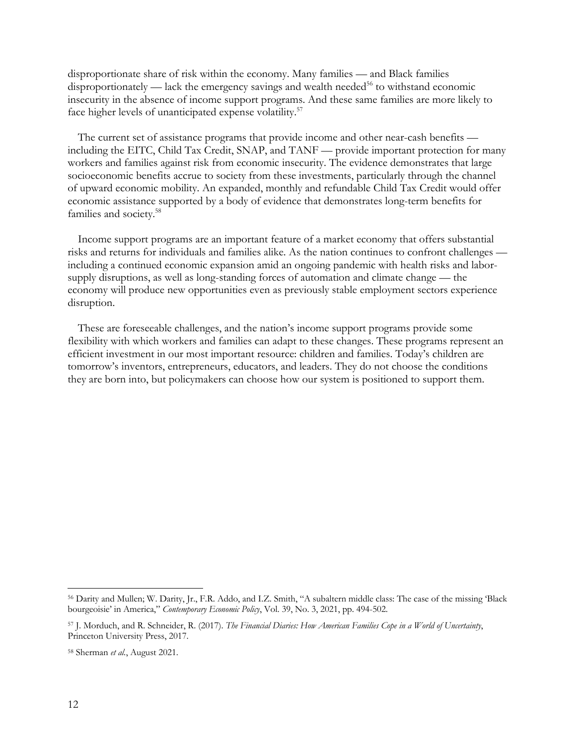disproportionate share of risk within the economy. Many families — and Black families disproportionately — lack the emergency savings and wealth needed[56] to withstand economic insecurity in the absence of income support programs. And these same families are more likely to face higher levels of unanticipated expense volatility.[57]

The current set of assistance programs that provide income and other near-cash benefits — including the EITC, Child Tax Credit, SNAP, and TANF — provide important protection for many workers and families against risk from economic insecurity. The evidence demonstrates that large socioeconomic benefits accrue to society from these investments, particularly through the channel of upward economic mobility. An expanded, monthly and refundable Child Tax Credit would offer economic assistance supported by a body of evidence that demonstrates long-term benefits for families and society.[58]

Income support programs are an important feature of a market economy that offers substantial risks and returns for individuals and families alike. As the nation continues to confront challenges — including a continued economic expansion amid an ongoing pandemic with health risks and labor-supply disruptions, as well as long-standing forces of automation and climate change — the economy will produce new opportunities even as previously stable employment sectors experience disruption.

These are foreseeable challenges, and the nation's income support programs provide some flexibility with which workers and families can adapt to these changes. These programs represent an efficient investment in our most important resource: children and families. Today's children are tomorrow's inventors, entrepreneurs, educators, and leaders. They do not choose the conditions they are born into, but policymakers can choose how our system is positioned to support them.

---

[56] Darity and Mullen; W. Darity, Jr., F.R. Addo, and I.Z. Smith, "A subaltern middle class: The case of the missing 'Black bourgeoisie' in America," *Contemporary Economic Policy*, Vol. 39, No. 3, 2021, pp. 494-502.

[57] J. Morduch, and R. Schneider, R. (2017). *The Financial Diaries: How American Families Cope in a World of Uncertainty*, Princeton University Press, 2017.

[58] Sherman *et al.*, August 2021.